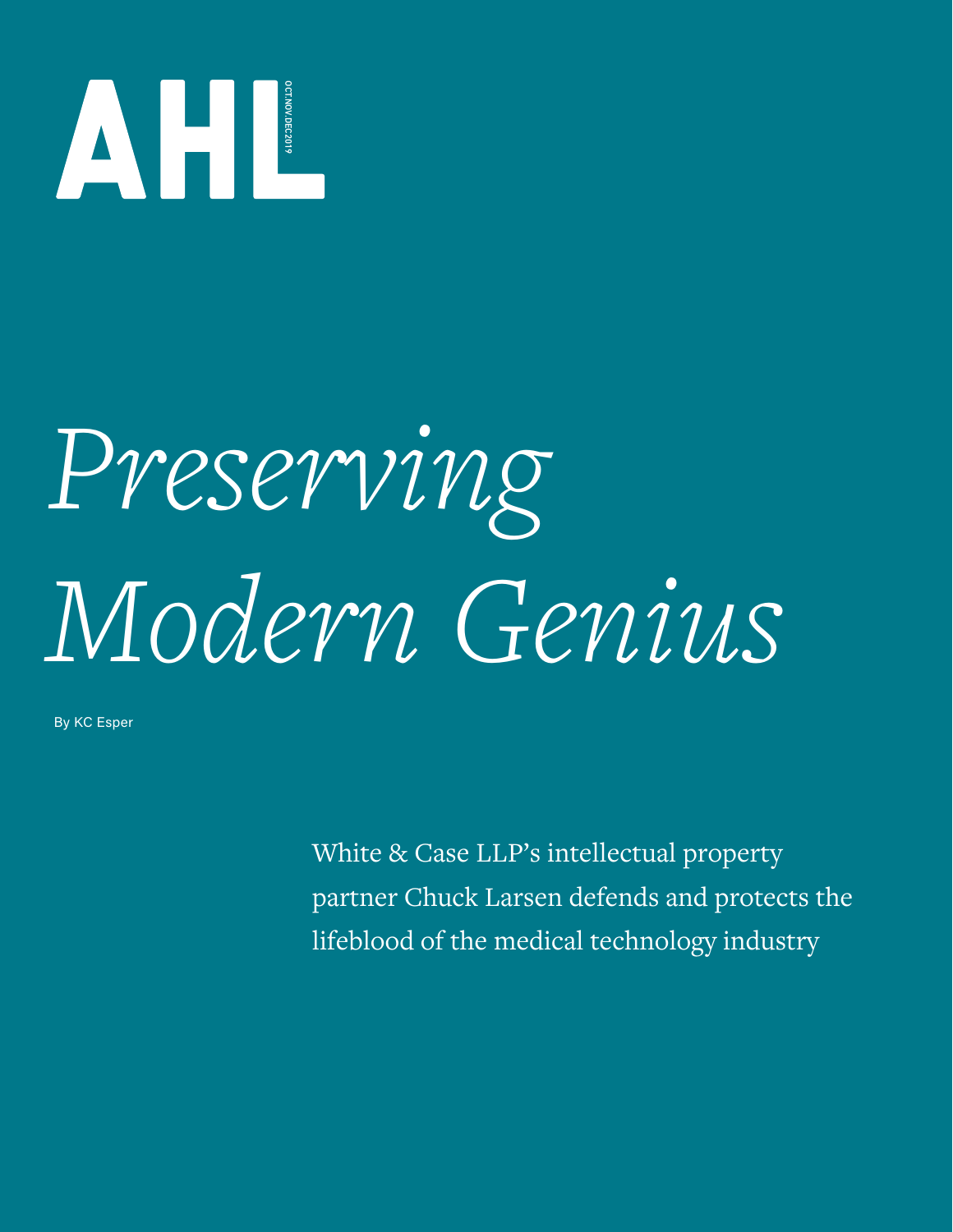# AHL

OCT.NOV.DEC 2019

# *Preserving Modern Genius*

By KC Esper

White & Case LLP's intellectual property partner Chuck Larsen defends and protects the lifeblood of the medical technology industry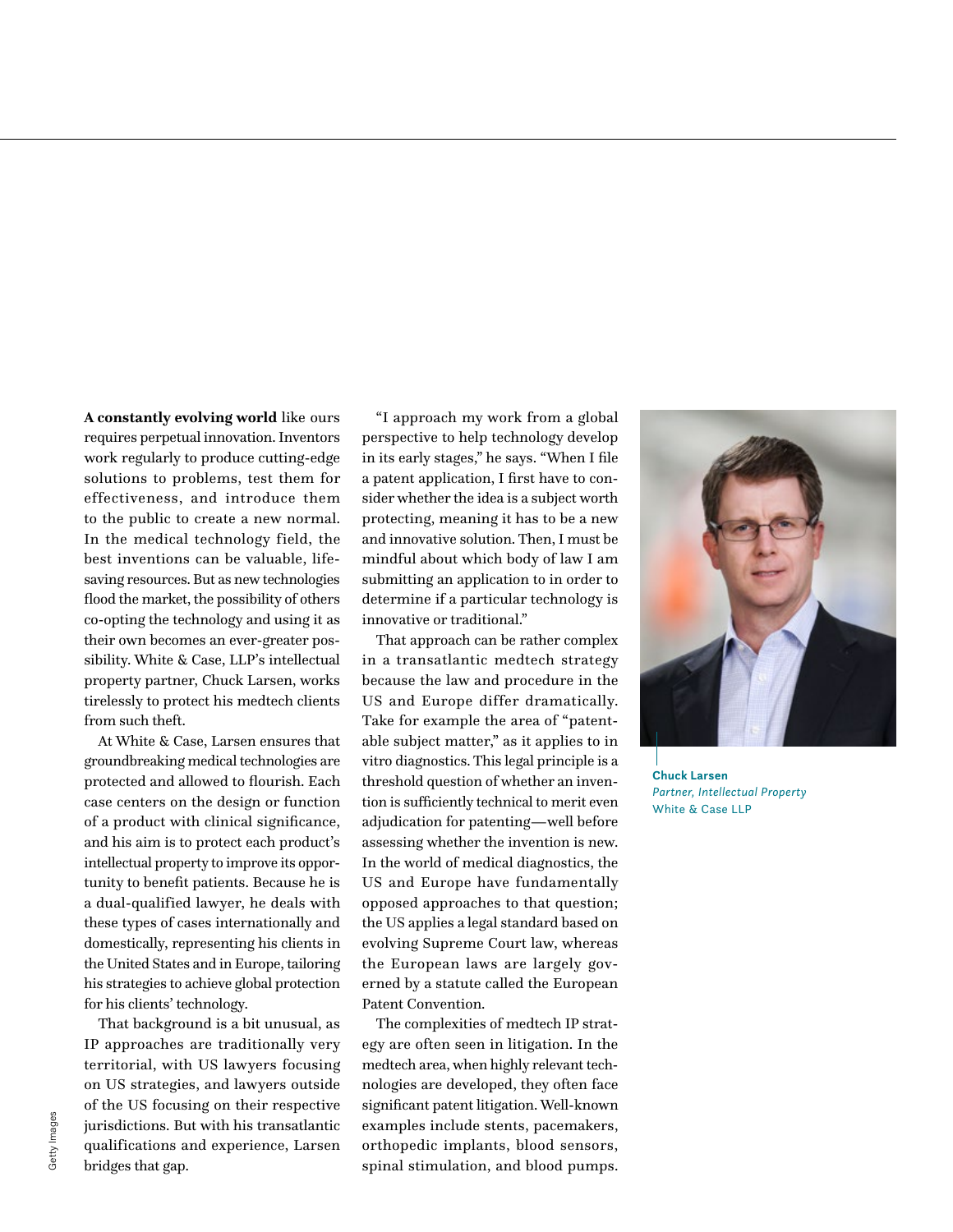**A constantly evolving world** like ours requires perpetual innovation. Inventors work regularly to produce cutting-edge solutions to problems, test them for effectiveness, and introduce them to the public to create a new normal. In the medical technology field, the best inventions can be valuable, life-saving resources. But as new technologies flood the market, the possibility of others co-opting the technology and using it as their own becomes an ever-greater possibility. White & Case, LLP's intellectual property partner, Chuck Larsen, works tirelessly to protect his medtech clients from such theft.

At White & Case, Larsen ensures that groundbreaking medical technologies are protected and allowed to flourish. Each case centers on the design or function of a product with clinical significance, and his aim is to protect each product's intellectual property to improve its opportunity to benefit patients. Because he is a dual-qualified lawyer, he deals with these types of cases internationally and domestically, representing his clients in the United States and in Europe, tailoring his strategies to achieve global protection for his clients' technology.

That background is a bit unusual, as IP approaches are traditionally very territorial, with US lawyers focusing on US strategies, and lawyers outside of the US focusing on their respective jurisdictions. But with his transatlantic qualifications and experience, Larsen bridges that gap.

"I approach my work from a global perspective to help technology develop in its early stages," he says. "When I file a patent application, I first have to consider whether the idea is a subject worth protecting, meaning it has to be a new and innovative solution. Then, I must be mindful about which body of law I am submitting an application to in order to determine if a particular technology is innovative or traditional."

That approach can be rather complex in a transatlantic medtech strategy because the law and procedure in the US and Europe differ dramatically. Take for example the area of "patentable subject matter," as it applies to in vitro diagnostics. This legal principle is a threshold question of whether an invention is sufficiently technical to merit even adjudication for patenting—well before assessing whether the invention is new. In the world of medical diagnostics, the US and Europe have fundamentally opposed approaches to that question; the US applies a legal standard based on evolving Supreme Court law, whereas the European laws are largely governed by a statute called the European Patent Convention.

The complexities of medtech IP strategy are often seen in litigation. In the medtech area, when highly relevant technologies are developed, they often face significant patent litigation. Well-known examples include stents, pacemakers, orthopedic implants, blood sensors, spinal stimulation, and blood pumps.

**Chuck Larsen**
*Partner, Intellectual Property*
White & Case LLP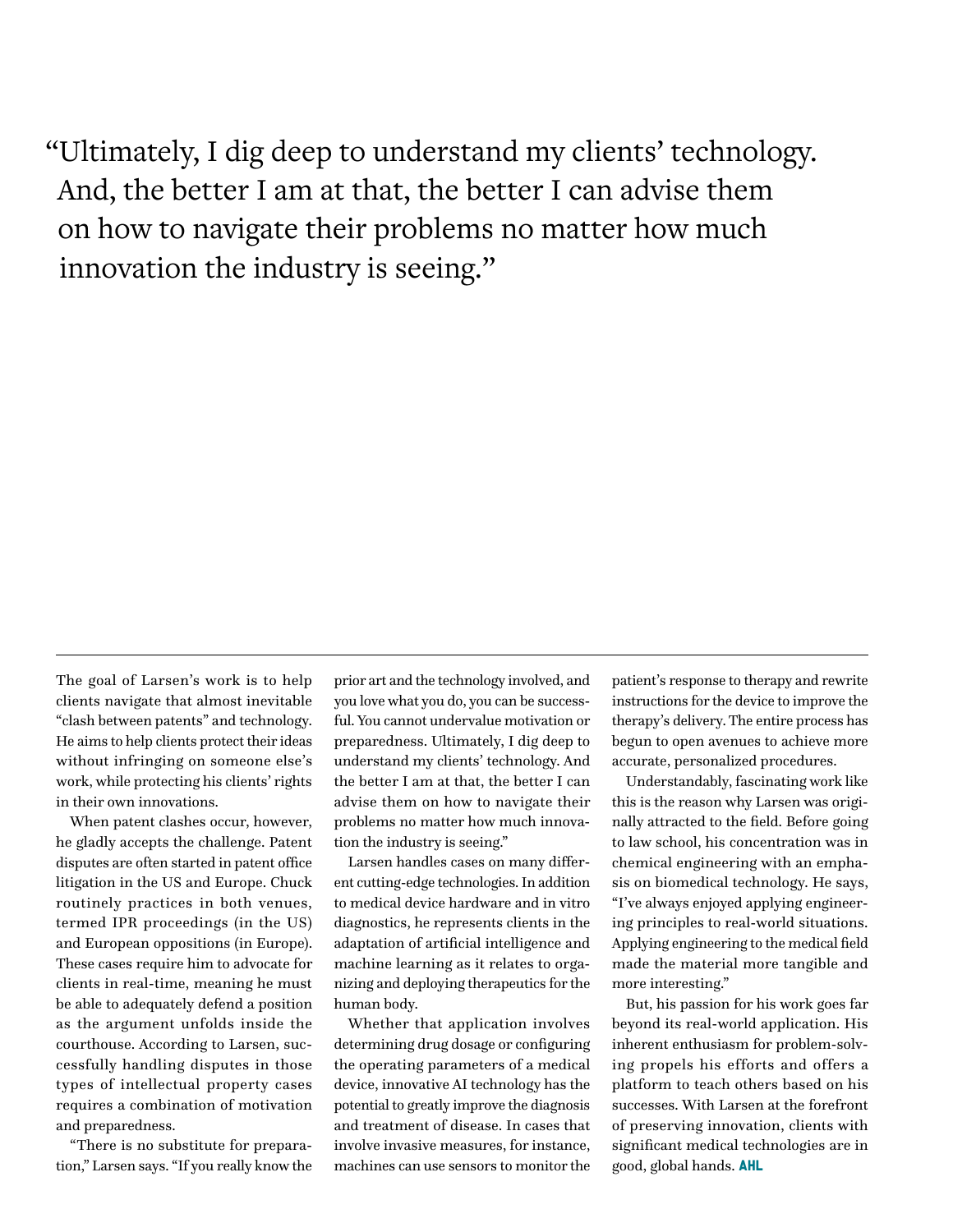> "Ultimately, I dig deep to understand my clients' technology. And, the better I am at that, the better I can advise them on how to navigate their problems no matter how much innovation the industry is seeing."

The goal of Larsen's work is to help clients navigate that almost inevitable "clash between patents" and technology. He aims to help clients protect their ideas without infringing on someone else's work, while protecting his clients' rights in their own innovations.

When patent clashes occur, however, he gladly accepts the challenge. Patent disputes are often started in patent office litigation in the US and Europe. Chuck routinely practices in both venues, termed IPR proceedings (in the US) and European oppositions (in Europe). These cases require him to advocate for clients in real-time, meaning he must be able to adequately defend a position as the argument unfolds inside the courthouse. According to Larsen, successfully handling disputes in those types of intellectual property cases requires a combination of motivation and preparedness.

"There is no substitute for preparation," Larsen says. "If you really know the prior art and the technology involved, and you love what you do, you can be successful. You cannot undervalue motivation or preparedness. Ultimately, I dig deep to understand my clients' technology. And the better I am at that, the better I can advise them on how to navigate their problems no matter how much innovation the industry is seeing."

Larsen handles cases on many different cutting-edge technologies. In addition to medical device hardware and in vitro diagnostics, he represents clients in the adaptation of artificial intelligence and machine learning as it relates to organizing and deploying therapeutics for the human body.

Whether that application involves determining drug dosage or configuring the operating parameters of a medical device, innovative AI technology has the potential to greatly improve the diagnosis and treatment of disease. In cases that involve invasive measures, for instance, machines can use sensors to monitor the patient's response to therapy and rewrite instructions for the device to improve the therapy's delivery. The entire process has begun to open avenues to achieve more accurate, personalized procedures.

Understandably, fascinating work like this is the reason why Larsen was originally attracted to the field. Before going to law school, his concentration was in chemical engineering with an emphasis on biomedical technology. He says, "I've always enjoyed applying engineering principles to real-world situations. Applying engineering to the medical field made the material more tangible and more interesting."

But, his passion for his work goes far beyond its real-world application. His inherent enthusiasm for problem-solving propels his efforts and offers a platform to teach others based on his successes. With Larsen at the forefront of preserving innovation, clients with significant medical technologies are in good, global hands. **AHL**